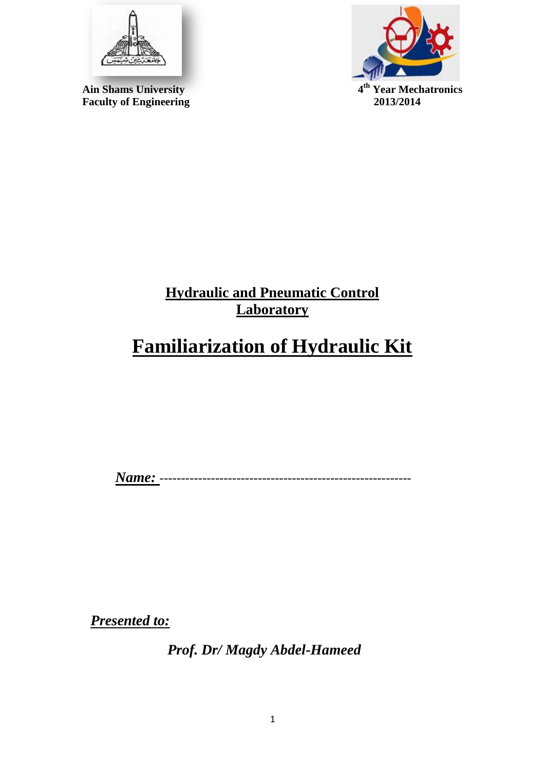**Ain Shams University**
**Faculty of Engineering**

**4th Year Mechatronics**
**2013/2014**

## **Hydraulic and Pneumatic Control Laboratory**

# **Familiarization of Hydraulic Kit**

***Name:*** ----------------------------------------------------------

***Presented to:***

***Prof. Dr/ Magdy Abdel-Hameed***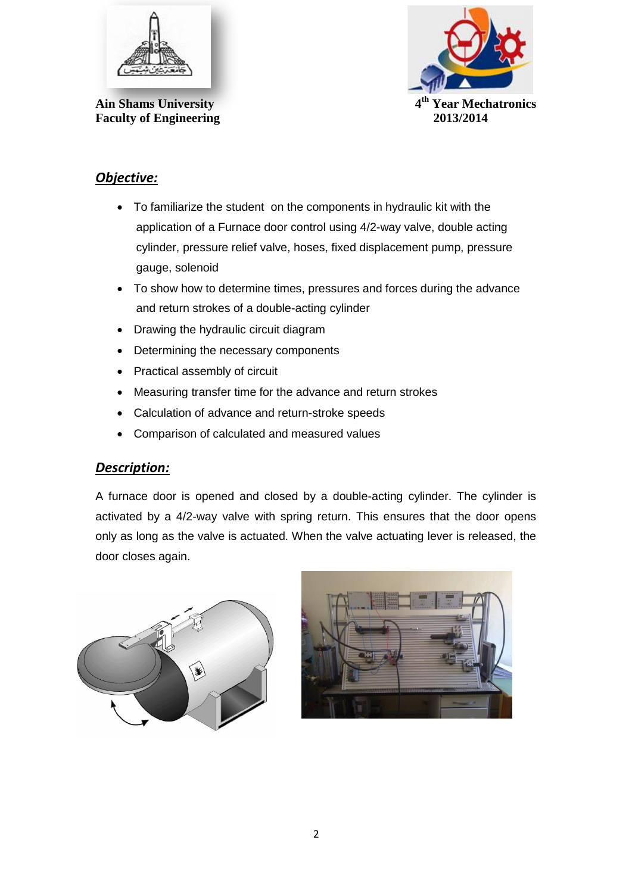Ain Shams University
Faculty of Engineering

4th Year Mechatronics
2013/2014

## ***Objective:***

- To familiarize the student on the components in hydraulic kit with the application of a Furnace door control using 4/2-way valve, double acting cylinder, pressure relief valve, hoses, fixed displacement pump, pressure gauge, solenoid
- To show how to determine times, pressures and forces during the advance and return strokes of a double-acting cylinder
- Drawing the hydraulic circuit diagram
- Determining the necessary components
- Practical assembly of circuit
- Measuring transfer time for the advance and return strokes
- Calculation of advance and return-stroke speeds
- Comparison of calculated and measured values

## ***Description:***

A furnace door is opened and closed by a double-acting cylinder. The cylinder is activated by a 4/2-way valve with spring return. This ensures that the door opens only as long as the valve is actuated. When the valve actuating lever is released, the door closes again.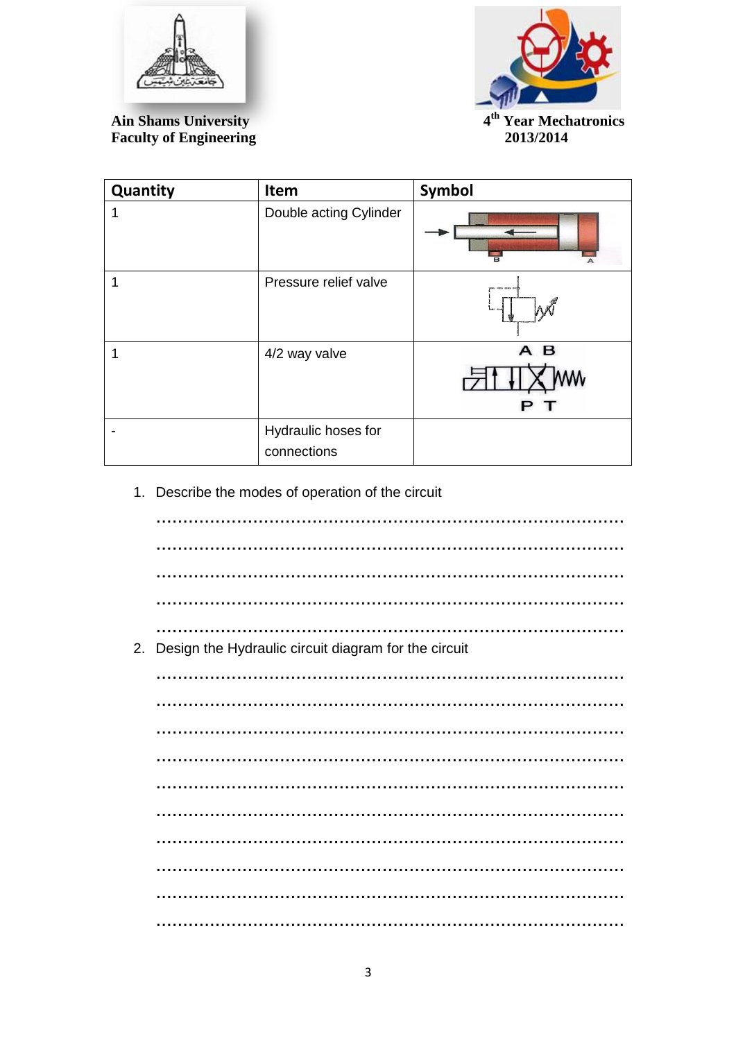Ain Shams University
Faculty of Engineering

4th Year Mechatronics
2013/2014

| Quantity | Item | Symbol |
|---|---|---|
| 1 | Double acting Cylinder | |
| 1 | Pressure relief valve | |
| 1 | 4/2 way valve | A B<br>P T |
| - | Hydraulic hoses for connections | |

1. Describe the modes of operation of the circuit

   ………………………………………………………………………………
   ………………………………………………………………………………
   ………………………………………………………………………………
   ………………………………………………………………………………
   ………………………………………………………………………………

2. Design the Hydraulic circuit diagram for the circuit

   ………………………………………………………………………………
   ………………………………………………………………………………
   ………………………………………………………………………………
   ………………………………………………………………………………
   ………………………………………………………………………………
   ………………………………………………………………………………
   ………………………………………………………………………………
   ………………………………………………………………………………
   ………………………………………………………………………………
   ………………………………………………………………………………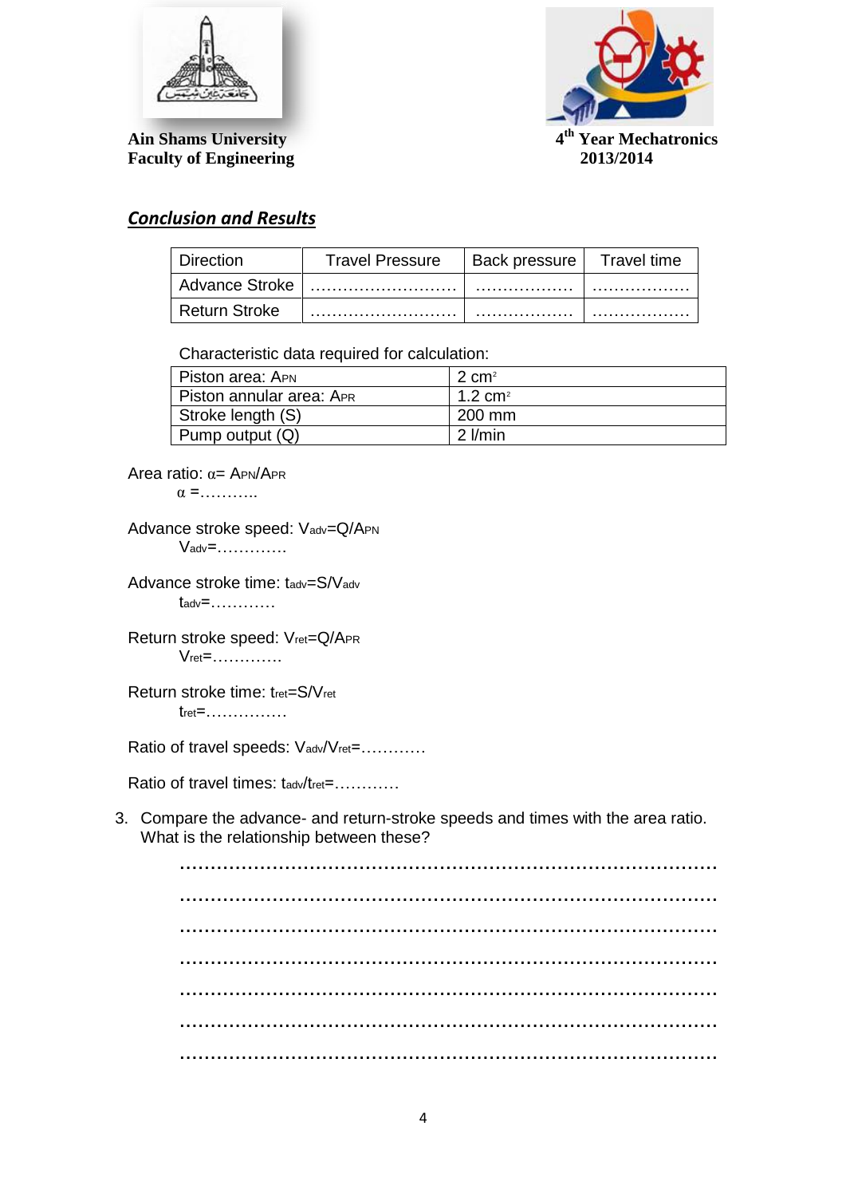Ain Shams University
Faculty of Engineering

4th Year Mechatronics
2013/2014

## *Conclusion and Results*

| Direction | Travel Pressure | Back pressure | Travel time |
|---|---|---|---|
| Advance Stroke | ……………………… | ……………… | ……………… |
| Return Stroke | ……………………… | ……………… | ……………… |

Characteristic data required for calculation:

| | |
|---|---|
| Piston area: $A_{PN}$ | 2 $cm^2$ |
| Piston annular area: $A_{PR}$ | 1.2 $cm^2$ |
| Stroke length (S) | 200 mm |
| Pump output (Q) | 2 l/min |

Area ratio: $\alpha = A_{PN}/A_{PR}$

$\alpha$ =………..

Advance stroke speed: $V_{adv}=Q/A_{PN}$

$V_{adv}$=………….

Advance stroke time: $t_{adv}=S/V_{adv}$

$t_{adv}$=…………

Return stroke speed: $V_{ret}=Q/A_{PR}$

$V_{ret}$=………….

Return stroke time: $t_{ret}=S/V_{ret}$

$t_{ret}$=……………

Ratio of travel speeds: $V_{adv}/V_{ret}$=…………

Ratio of travel times: $t_{adv}/t_{ret}$=…………

3. Compare the advance- and return-stroke speeds and times with the area ratio. What is the relationship between these?

………………………………………………………………………………

………………………………………………………………………………

………………………………………………………………………………

………………………………………………………………………………

………………………………………………………………………………

………………………………………………………………………………

………………………………………………………………………………